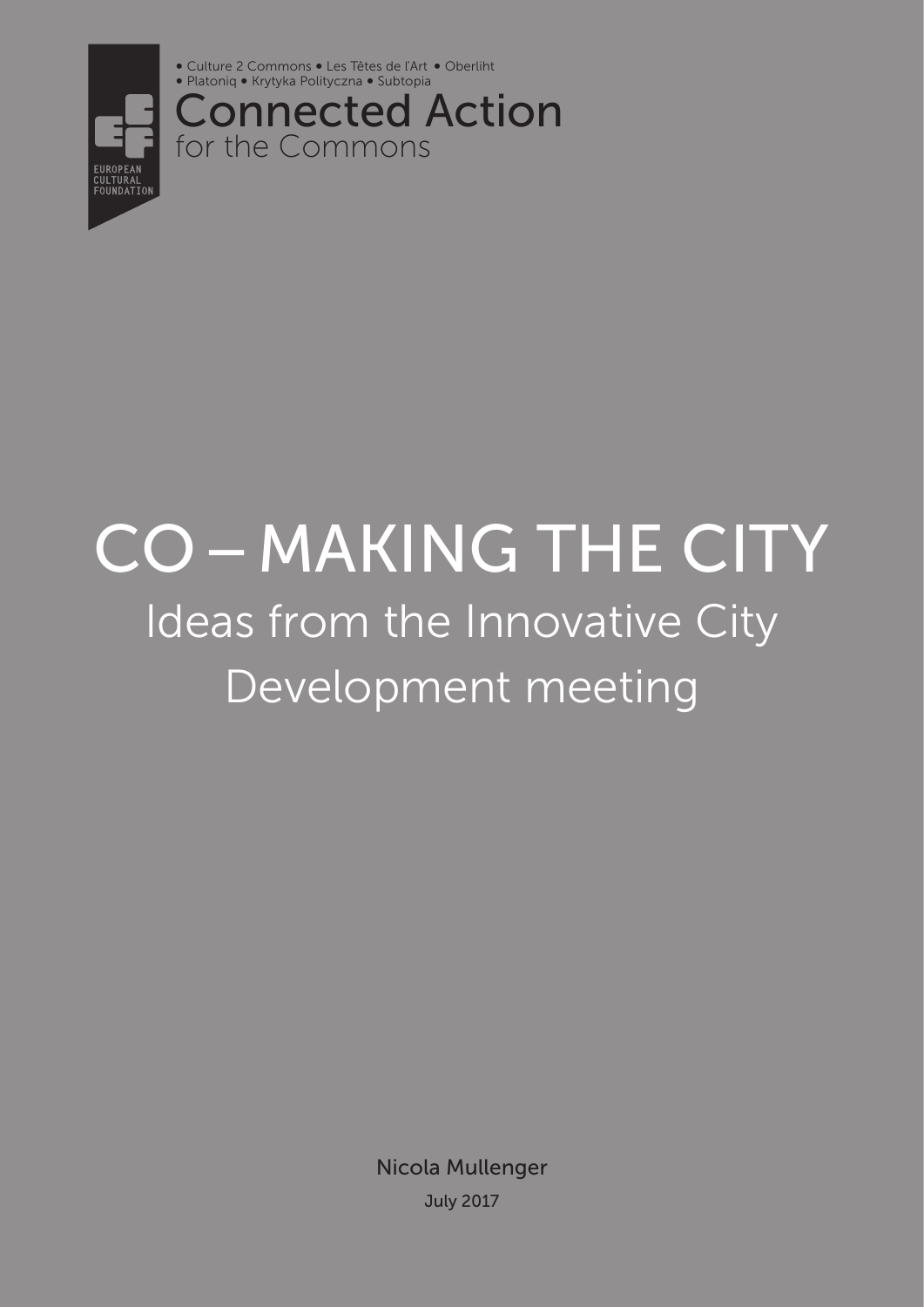EUROPEAN CULTURAL FOUNDATION

• Culture 2 Commons • Les Têtes de l'Art • Oberliht
• Platoniq • Krytyka Polityczna • Subtopia

Connected Action
for the Commons

# CO – MAKING THE CITY

## Ideas from the Innovative City Development meeting

Nicola Mullenger

July 2017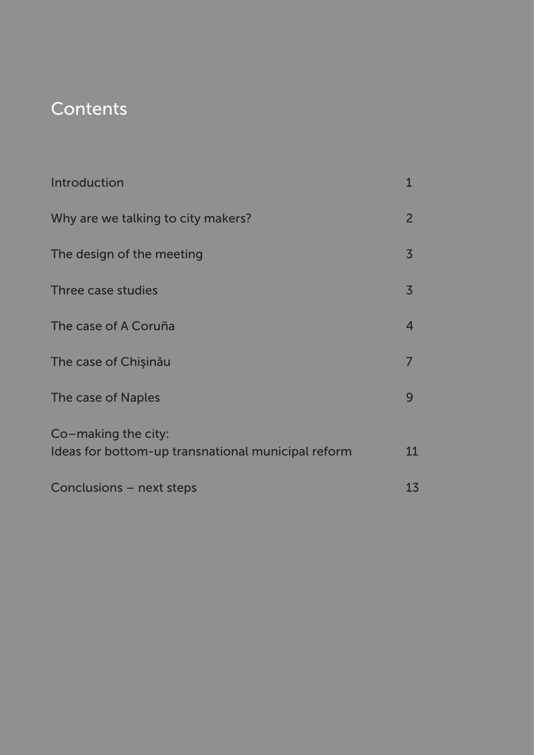# Contents

| | |
|---|---|
| Introduction | 1 |
| Why are we talking to city makers? | 2 |
| The design of the meeting | 3 |
| Three case studies | 3 |
| The case of A Coruña | 4 |
| The case of Chişinău | 7 |
| The case of Naples | 9 |
| Co–making the city: Ideas for bottom-up transnational municipal reform | 11 |
| Conclusions – next steps | 13 |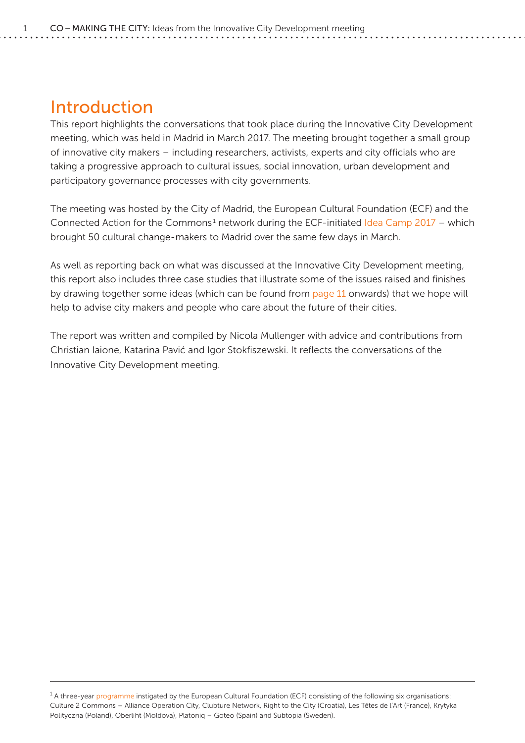# Introduction

This report highlights the conversations that took place during the Innovative City Development meeting, which was held in Madrid in March 2017. The meeting brought together a small group of innovative city makers – including researchers, activists, experts and city officials who are taking a progressive approach to cultural issues, social innovation, urban development and participatory governance processes with city governments.

The meeting was hosted by the City of Madrid, the European Cultural Foundation (ECF) and the Connected Action for the Commons[1] network during the ECF-initiated Idea Camp 2017 – which brought 50 cultural change-makers to Madrid over the same few days in March.

As well as reporting back on what was discussed at the Innovative City Development meeting, this report also includes three case studies that illustrate some of the issues raised and finishes by drawing together some ideas (which can be found from page 11 onwards) that we hope will help to advise city makers and people who care about the future of their cities.

The report was written and compiled by Nicola Mullenger with advice and contributions from Christian Iaione, Katarina Pavić and Igor Stokfiszewski. It reflects the conversations of the Innovative City Development meeting.

---

[1] A three-year programme instigated by the European Cultural Foundation (ECF) consisting of the following six organisations: Culture 2 Commons – Alliance Operation City, Clubture Network, Right to the City (Croatia), Les Têtes de l'Art (France), Krytyka Polityczna (Poland), Oberliht (Moldova), Platoniq – Goteo (Spain) and Subtopia (Sweden).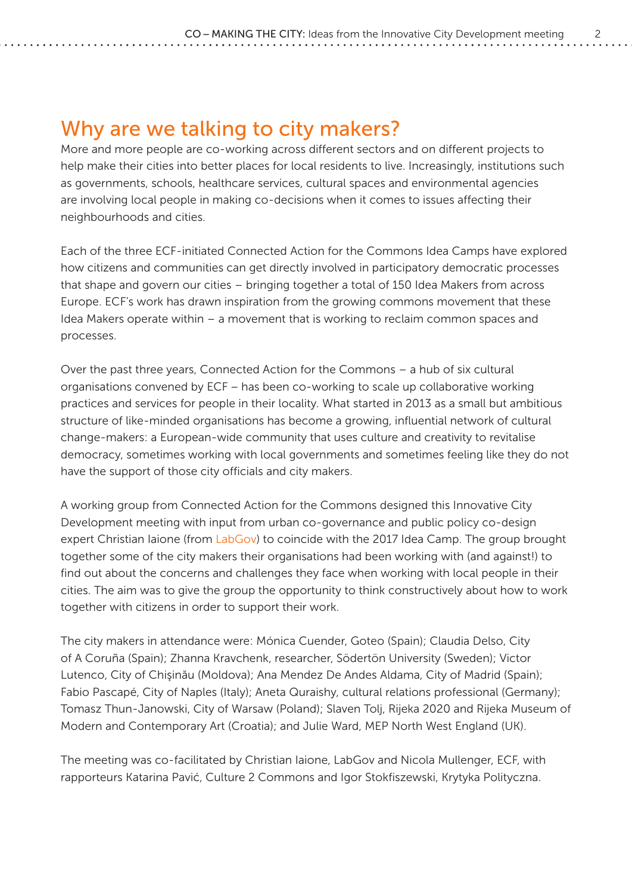## Why are we talking to city makers?

More and more people are co-working across different sectors and on different projects to help make their cities into better places for local residents to live. Increasingly, institutions such as governments, schools, healthcare services, cultural spaces and environmental agencies are involving local people in making co-decisions when it comes to issues affecting their neighbourhoods and cities.

Each of the three ECF-initiated Connected Action for the Commons Idea Camps have explored how citizens and communities can get directly involved in participatory democratic processes that shape and govern our cities – bringing together a total of 150 Idea Makers from across Europe. ECF's work has drawn inspiration from the growing commons movement that these Idea Makers operate within – a movement that is working to reclaim common spaces and processes.

Over the past three years, Connected Action for the Commons – a hub of six cultural organisations convened by ECF – has been co-working to scale up collaborative working practices and services for people in their locality. What started in 2013 as a small but ambitious structure of like-minded organisations has become a growing, influential network of cultural change-makers: a European-wide community that uses culture and creativity to revitalise democracy, sometimes working with local governments and sometimes feeling like they do not have the support of those city officials and city makers.

A working group from Connected Action for the Commons designed this Innovative City Development meeting with input from urban co-governance and public policy co-design expert Christian Iaione (from LabGov) to coincide with the 2017 Idea Camp. The group brought together some of the city makers their organisations had been working with (and against!) to find out about the concerns and challenges they face when working with local people in their cities. The aim was to give the group the opportunity to think constructively about how to work together with citizens in order to support their work.

The city makers in attendance were: Mónica Cuender, Goteo (Spain); Claudia Delso, City of A Coruña (Spain); Zhanna Kravchenk, researcher, Södertön University (Sweden); Victor Lutenco, City of Chişinău (Moldova); Ana Mendez De Andes Aldama, City of Madrid (Spain); Fabio Pascapé, City of Naples (Italy); Aneta Quraishy, cultural relations professional (Germany); Tomasz Thun-Janowski, City of Warsaw (Poland); Slaven Tolj, Rijeka 2020 and Rijeka Museum of Modern and Contemporary Art (Croatia); and Julie Ward, MEP North West England (UK).

The meeting was co-facilitated by Christian Iaione, LabGov and Nicola Mullenger, ECF, with rapporteurs Katarina Pavić, Culture 2 Commons and Igor Stokfiszewski, Krytyka Polityczna.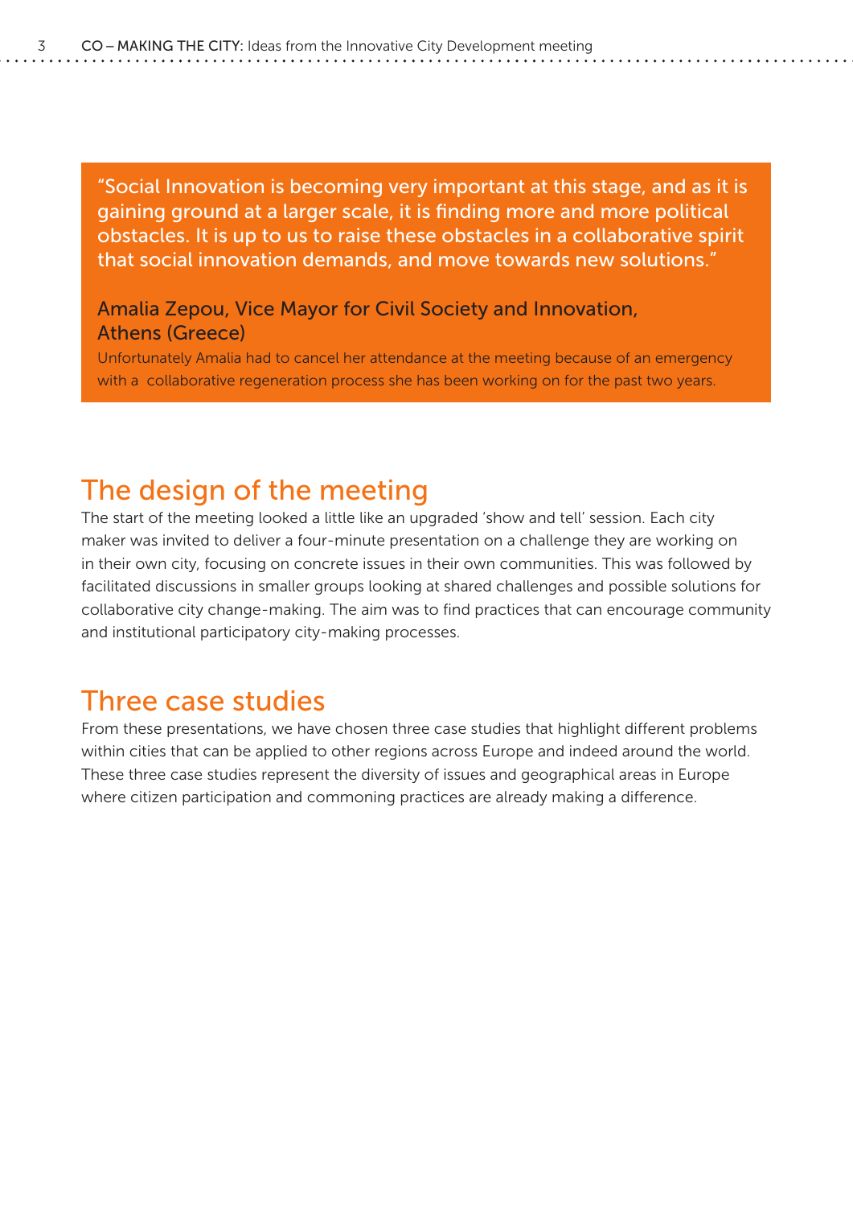> "Social Innovation is becoming very important at this stage, and as it is gaining ground at a larger scale, it is finding more and more political obstacles. It is up to us to raise these obstacles in a collaborative spirit that social innovation demands, and move towards new solutions."
>
> Amalia Zepou, Vice Mayor for Civil Society and Innovation, Athens (Greece)
>
> Unfortunately Amalia had to cancel her attendance at the meeting because of an emergency with a collaborative regeneration process she has been working on for the past two years.

## The design of the meeting

The start of the meeting looked a little like an upgraded 'show and tell' session. Each city maker was invited to deliver a four-minute presentation on a challenge they are working on in their own city, focusing on concrete issues in their own communities. This was followed by facilitated discussions in smaller groups looking at shared challenges and possible solutions for collaborative city change-making. The aim was to find practices that can encourage community and institutional participatory city-making processes.

## Three case studies

From these presentations, we have chosen three case studies that highlight different problems within cities that can be applied to other regions across Europe and indeed around the world. These three case studies represent the diversity of issues and geographical areas in Europe where citizen participation and commoning practices are already making a difference.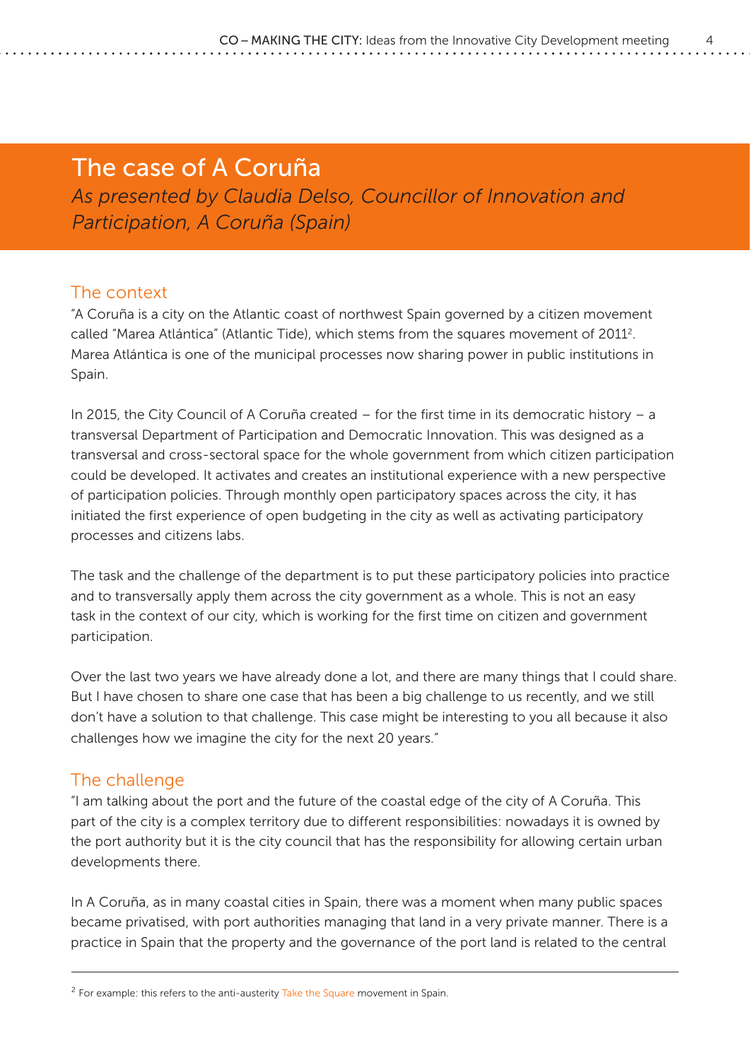# The case of A Coruña

*As presented by Claudia Delso, Councillor of Innovation and Participation, A Coruña (Spain)*

## The context

"A Coruña is a city on the Atlantic coast of northwest Spain governed by a citizen movement called "Marea Atlántica" (Atlantic Tide), which stems from the squares movement of 2011[2]. Marea Atlántica is one of the municipal processes now sharing power in public institutions in Spain.

In 2015, the City Council of A Coruña created – for the first time in its democratic history – a transversal Department of Participation and Democratic Innovation. This was designed as a transversal and cross-sectoral space for the whole government from which citizen participation could be developed. It activates and creates an institutional experience with a new perspective of participation policies. Through monthly open participatory spaces across the city, it has initiated the first experience of open budgeting in the city as well as activating participatory processes and citizens labs.

The task and the challenge of the department is to put these participatory policies into practice and to transversally apply them across the city government as a whole. This is not an easy task in the context of our city, which is working for the first time on citizen and government participation.

Over the last two years we have already done a lot, and there are many things that I could share. But I have chosen to share one case that has been a big challenge to us recently, and we still don't have a solution to that challenge. This case might be interesting to you all because it also challenges how we imagine the city for the next 20 years."

## The challenge

"I am talking about the port and the future of the coastal edge of the city of A Coruña. This part of the city is a complex territory due to different responsibilities: nowadays it is owned by the port authority but it is the city council that has the responsibility for allowing certain urban developments there.

In A Coruña, as in many coastal cities in Spain, there was a moment when many public spaces became privatised, with port authorities managing that land in a very private manner. There is a practice in Spain that the property and the governance of the port land is related to the central

---

[2] For example: this refers to the anti-austerity Take the Square movement in Spain.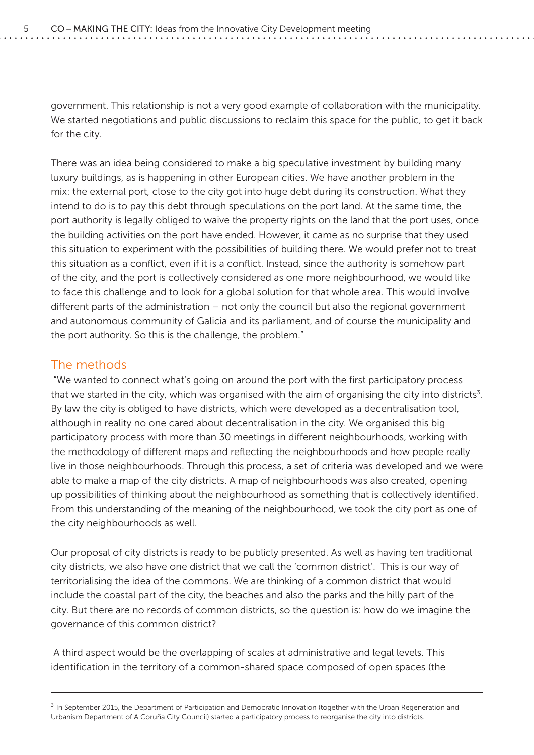government. This relationship is not a very good example of collaboration with the municipality. We started negotiations and public discussions to reclaim this space for the public, to get it back for the city.

There was an idea being considered to make a big speculative investment by building many luxury buildings, as is happening in other European cities. We have another problem in the mix: the external port, close to the city got into huge debt during its construction. What they intend to do is to pay this debt through speculations on the port land. At the same time, the port authority is legally obliged to waive the property rights on the land that the port uses, once the building activities on the port have ended. However, it came as no surprise that they used this situation to experiment with the possibilities of building there. We would prefer not to treat this situation as a conflict, even if it is a conflict. Instead, since the authority is somehow part of the city, and the port is collectively considered as one more neighbourhood, we would like to face this challenge and to look for a global solution for that whole area. This would involve different parts of the administration – not only the council but also the regional government and autonomous community of Galicia and its parliament, and of course the municipality and the port authority. So this is the challenge, the problem."

## The methods

"We wanted to connect what's going on around the port with the first participatory process that we started in the city, which was organised with the aim of organising the city into districts[3]. By law the city is obliged to have districts, which were developed as a decentralisation tool, although in reality no one cared about decentralisation in the city. We organised this big participatory process with more than 30 meetings in different neighbourhoods, working with the methodology of different maps and reflecting the neighbourhoods and how people really live in those neighbourhoods. Through this process, a set of criteria was developed and we were able to make a map of the city districts. A map of neighbourhoods was also created, opening up possibilities of thinking about the neighbourhood as something that is collectively identified. From this understanding of the meaning of the neighbourhood, we took the city port as one of the city neighbourhoods as well.

Our proposal of city districts is ready to be publicly presented. As well as having ten traditional city districts, we also have one district that we call the 'common district'. This is our way of territorialising the idea of the commons. We are thinking of a common district that would include the coastal part of the city, the beaches and also the parks and the hilly part of the city. But there are no records of common districts, so the question is: how do we imagine the governance of this common district?

A third aspect would be the overlapping of scales at administrative and legal levels. This identification in the territory of a common-shared space composed of open spaces (the

---

[3] In September 2015, the Department of Participation and Democratic Innovation (together with the Urban Regeneration and Urbanism Department of A Coruña City Council) started a participatory process to reorganise the city into districts.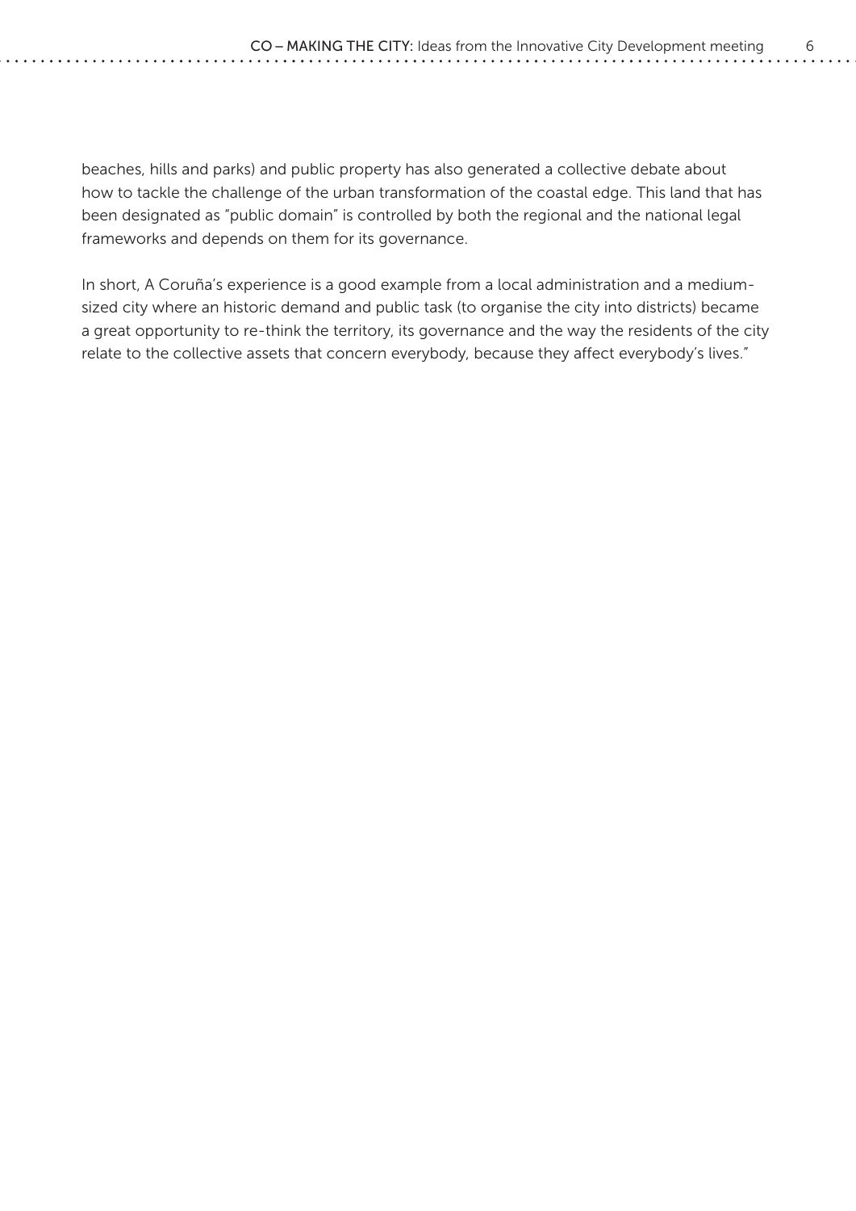beaches, hills and parks) and public property has also generated a collective debate about how to tackle the challenge of the urban transformation of the coastal edge. This land that has been designated as "public domain" is controlled by both the regional and the national legal frameworks and depends on them for its governance.

In short, A Coruña's experience is a good example from a local administration and a medium-sized city where an historic demand and public task (to organise the city into districts) became a great opportunity to re-think the territory, its governance and the way the residents of the city relate to the collective assets that concern everybody, because they affect everybody's lives."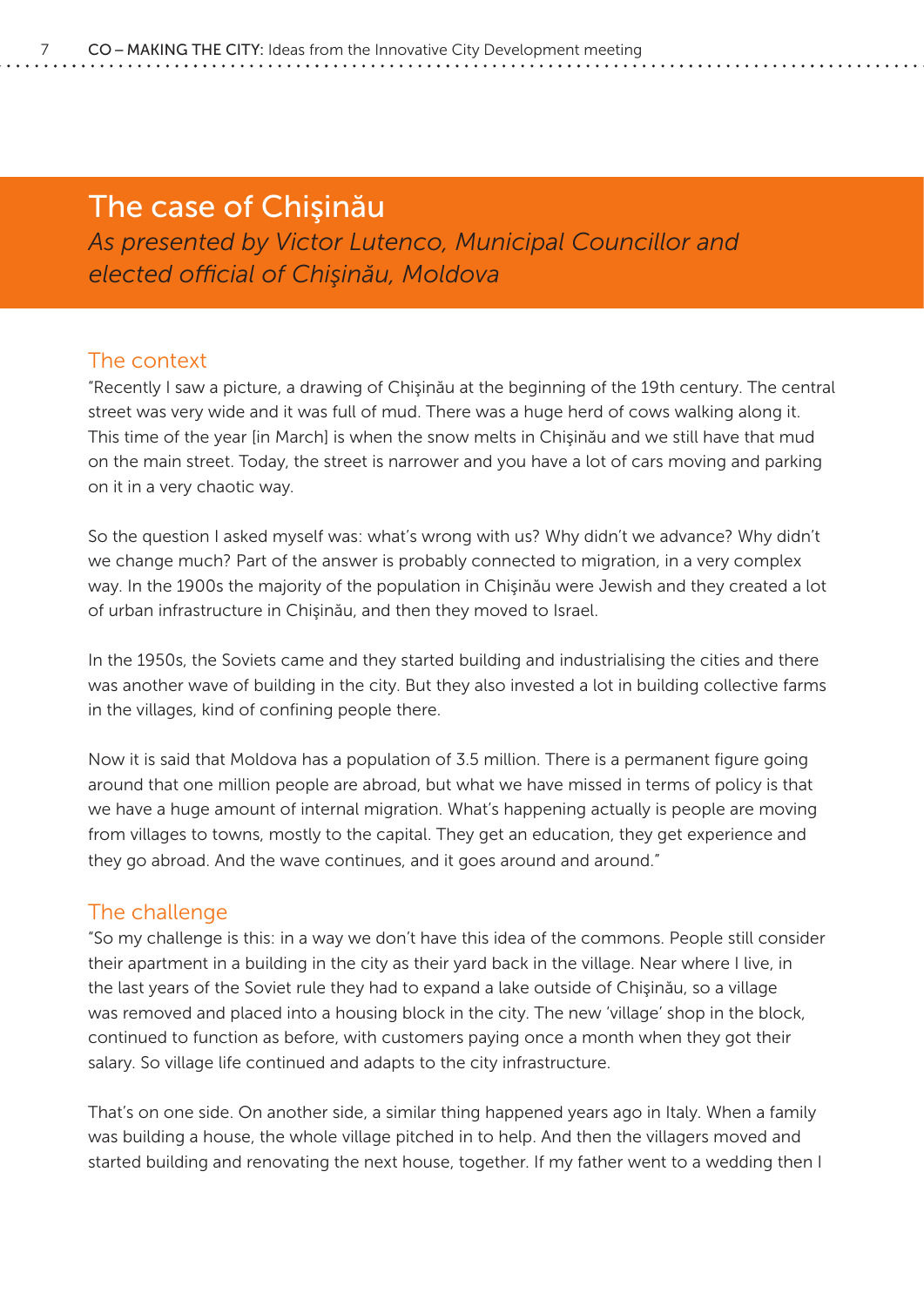## The case of Chişinău

*As presented by Victor Lutenco, Municipal Councillor and elected official of Chişinău, Moldova*

### The context

"Recently I saw a picture, a drawing of Chişinău at the beginning of the 19th century. The central street was very wide and it was full of mud. There was a huge herd of cows walking along it. This time of the year [in March] is when the snow melts in Chişinău and we still have that mud on the main street. Today, the street is narrower and you have a lot of cars moving and parking on it in a very chaotic way.

So the question I asked myself was: what's wrong with us? Why didn't we advance? Why didn't we change much? Part of the answer is probably connected to migration, in a very complex way. In the 1900s the majority of the population in Chişinău were Jewish and they created a lot of urban infrastructure in Chişinău, and then they moved to Israel.

In the 1950s, the Soviets came and they started building and industrialising the cities and there was another wave of building in the city. But they also invested a lot in building collective farms in the villages, kind of confining people there.

Now it is said that Moldova has a population of 3.5 million. There is a permanent figure going around that one million people are abroad, but what we have missed in terms of policy is that we have a huge amount of internal migration. What's happening actually is people are moving from villages to towns, mostly to the capital. They get an education, they get experience and they go abroad. And the wave continues, and it goes around and around."

### The challenge

"So my challenge is this: in a way we don't have this idea of the commons. People still consider their apartment in a building in the city as their yard back in the village. Near where I live, in the last years of the Soviet rule they had to expand a lake outside of Chişinău, so a village was removed and placed into a housing block in the city. The new 'village' shop in the block, continued to function as before, with customers paying once a month when they got their salary. So village life continued and adapts to the city infrastructure.

That's on one side. On another side, a similar thing happened years ago in Italy. When a family was building a house, the whole village pitched in to help. And then the villagers moved and started building and renovating the next house, together. If my father went to a wedding then I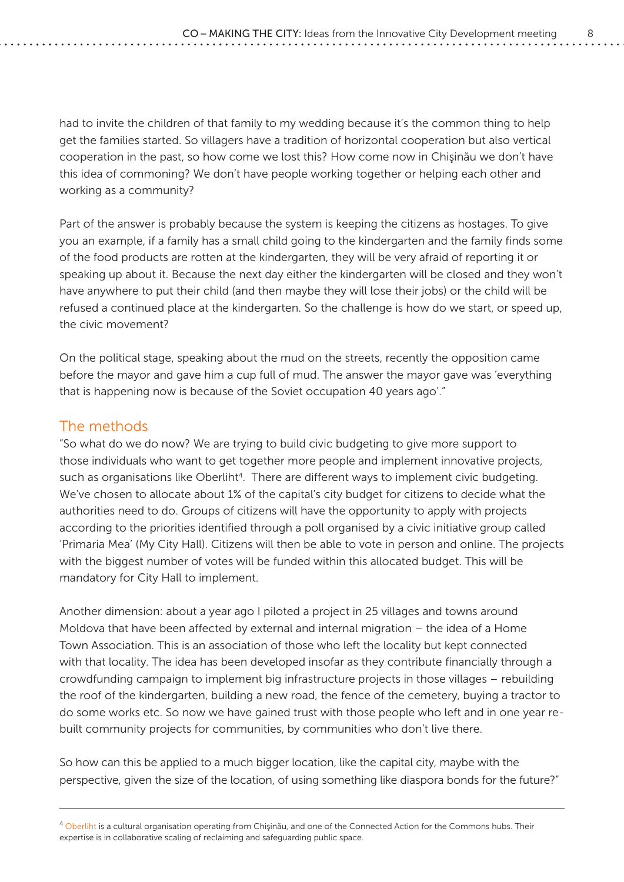had to invite the children of that family to my wedding because it's the common thing to help get the families started. So villagers have a tradition of horizontal cooperation but also vertical cooperation in the past, so how come we lost this? How come now in Chişinău we don't have this idea of commoning? We don't have people working together or helping each other and working as a community?

Part of the answer is probably because the system is keeping the citizens as hostages. To give you an example, if a family has a small child going to the kindergarten and the family finds some of the food products are rotten at the kindergarten, they will be very afraid of reporting it or speaking up about it. Because the next day either the kindergarten will be closed and they won't have anywhere to put their child (and then maybe they will lose their jobs) or the child will be refused a continued place at the kindergarten. So the challenge is how do we start, or speed up, the civic movement?

On the political stage, speaking about the mud on the streets, recently the opposition came before the mayor and gave him a cup full of mud. The answer the mayor gave was 'everything that is happening now is because of the Soviet occupation 40 years ago'."

## The methods

"So what do we do now? We are trying to build civic budgeting to give more support to those individuals who want to get together more people and implement innovative projects, such as organisations like Oberliht[4]. There are different ways to implement civic budgeting. We've chosen to allocate about 1% of the capital's city budget for citizens to decide what the authorities need to do. Groups of citizens will have the opportunity to apply with projects according to the priorities identified through a poll organised by a civic initiative group called 'Primaria Mea' (My City Hall). Citizens will then be able to vote in person and online. The projects with the biggest number of votes will be funded within this allocated budget. This will be mandatory for City Hall to implement.

Another dimension: about a year ago I piloted a project in 25 villages and towns around Moldova that have been affected by external and internal migration – the idea of a Home Town Association. This is an association of those who left the locality but kept connected with that locality. The idea has been developed insofar as they contribute financially through a crowdfunding campaign to implement big infrastructure projects in those villages – rebuilding the roof of the kindergarten, building a new road, the fence of the cemetery, buying a tractor to do some works etc. So now we have gained trust with those people who left and in one year re-built community projects for communities, by communities who don't live there.

So how can this be applied to a much bigger location, like the capital city, maybe with the perspective, given the size of the location, of using something like diaspora bonds for the future?"

---

[4] Oberliht is a cultural organisation operating from Chişinău, and one of the Connected Action for the Commons hubs. Their expertise is in collaborative scaling of reclaiming and safeguarding public space.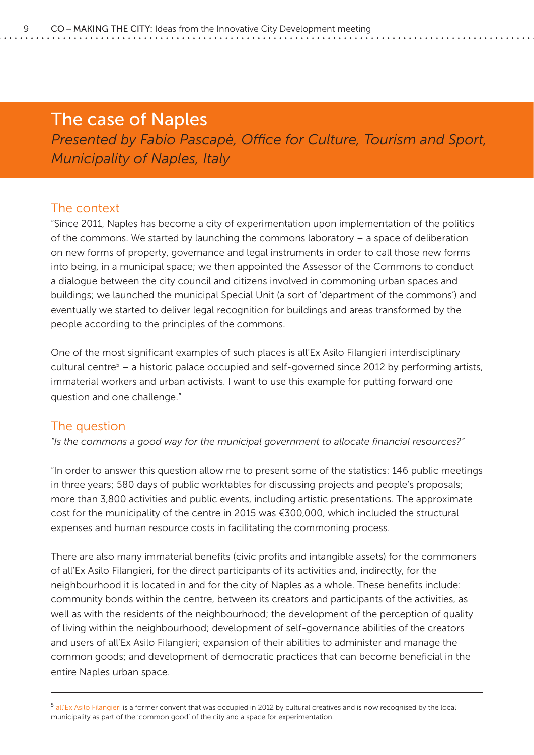## The case of Naples

*Presented by Fabio Pascapè, Office for Culture, Tourism and Sport, Municipality of Naples, Italy*

### The context

"Since 2011, Naples has become a city of experimentation upon implementation of the politics of the commons. We started by launching the commons laboratory – a space of deliberation on new forms of property, governance and legal instruments in order to call those new forms into being, in a municipal space; we then appointed the Assessor of the Commons to conduct a dialogue between the city council and citizens involved in commoning urban spaces and buildings; we launched the municipal Special Unit (a sort of 'department of the commons') and eventually we started to deliver legal recognition for buildings and areas transformed by the people according to the principles of the commons.

One of the most significant examples of such places is all'Ex Asilo Filangieri interdisciplinary cultural centre[5] – a historic palace occupied and self-governed since 2012 by performing artists, immaterial workers and urban activists. I want to use this example for putting forward one question and one challenge."

### The question

*"Is the commons a good way for the municipal government to allocate financial resources?"*

"In order to answer this question allow me to present some of the statistics: 146 public meetings in three years; 580 days of public worktables for discussing projects and people's proposals; more than 3,800 activities and public events, including artistic presentations. The approximate cost for the municipality of the centre in 2015 was €300,000, which included the structural expenses and human resource costs in facilitating the commoning process.

There are also many immaterial benefits (civic profits and intangible assets) for the commoners of all'Ex Asilo Filangieri, for the direct participants of its activities and, indirectly, for the neighbourhood it is located in and for the city of Naples as a whole. These benefits include: community bonds within the centre, between its creators and participants of the activities, as well as with the residents of the neighbourhood; the development of the perception of quality of living within the neighbourhood; development of self-governance abilities of the creators and users of all'Ex Asilo Filangieri; expansion of their abilities to administer and manage the common goods; and development of democratic practices that can become beneficial in the entire Naples urban space.

---

[5] all'Ex Asilo Filangieri is a former convent that was occupied in 2012 by cultural creatives and is now recognised by the local municipality as part of the 'common good' of the city and a space for experimentation.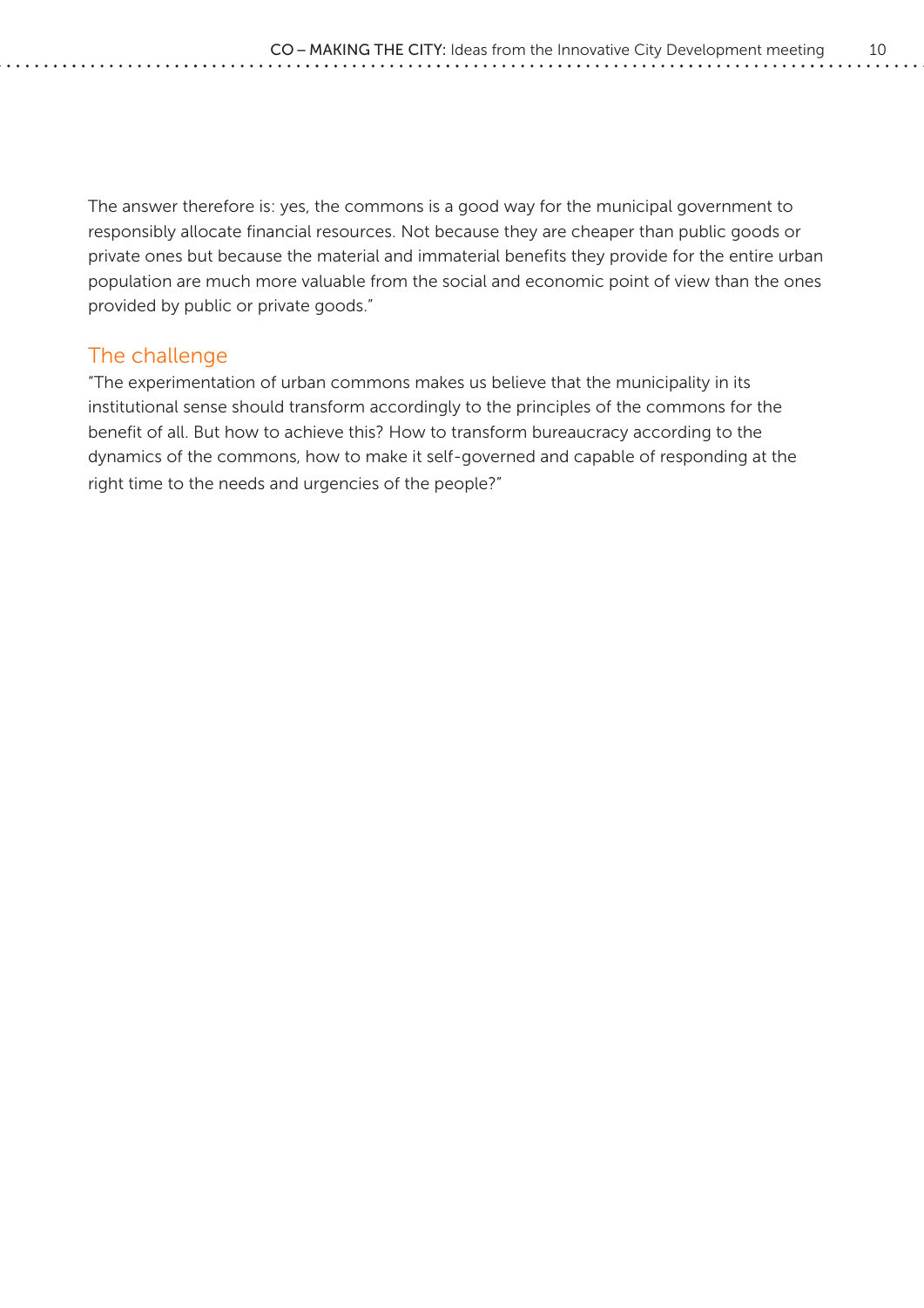The answer therefore is: yes, the commons is a good way for the municipal government to responsibly allocate financial resources. Not because they are cheaper than public goods or private ones but because the material and immaterial benefits they provide for the entire urban population are much more valuable from the social and economic point of view than the ones provided by public or private goods."

## The challenge

"The experimentation of urban commons makes us believe that the municipality in its institutional sense should transform accordingly to the principles of the commons for the benefit of all. But how to achieve this? How to transform bureaucracy according to the dynamics of the commons, how to make it self-governed and capable of responding at the right time to the needs and urgencies of the people?"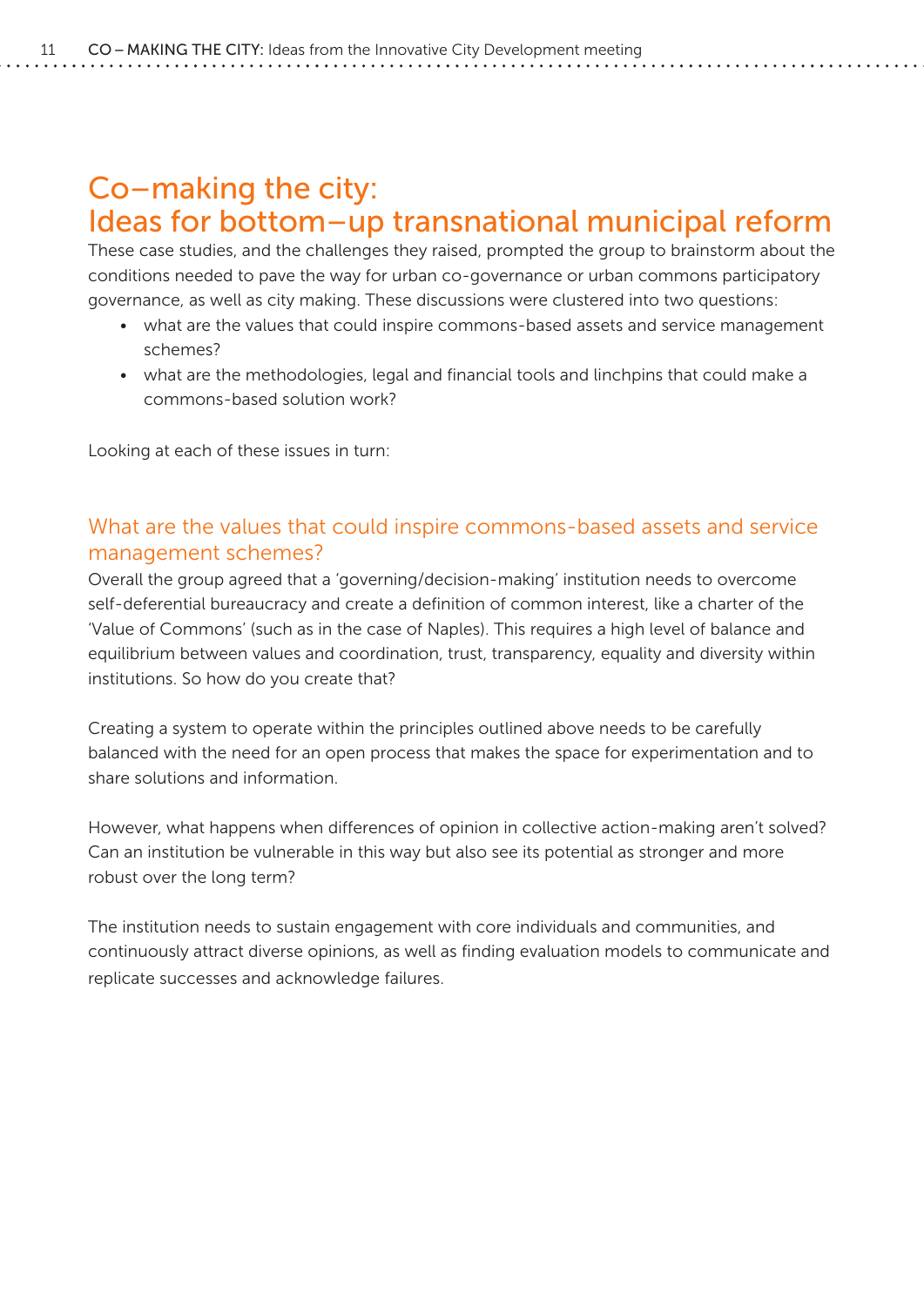# Co–making the city: Ideas for bottom–up transnational municipal reform

These case studies, and the challenges they raised, prompted the group to brainstorm about the conditions needed to pave the way for urban co-governance or urban commons participatory governance, as well as city making. These discussions were clustered into two questions:

- what are the values that could inspire commons-based assets and service management schemes?
- what are the methodologies, legal and financial tools and linchpins that could make a commons-based solution work?

Looking at each of these issues in turn:

## What are the values that could inspire commons-based assets and service management schemes?

Overall the group agreed that a 'governing/decision-making' institution needs to overcome self-deferential bureaucracy and create a definition of common interest, like a charter of the 'Value of Commons' (such as in the case of Naples). This requires a high level of balance and equilibrium between values and coordination, trust, transparency, equality and diversity within institutions. So how do you create that?

Creating a system to operate within the principles outlined above needs to be carefully balanced with the need for an open process that makes the space for experimentation and to share solutions and information.

However, what happens when differences of opinion in collective action-making aren't solved? Can an institution be vulnerable in this way but also see its potential as stronger and more robust over the long term?

The institution needs to sustain engagement with core individuals and communities, and continuously attract diverse opinions, as well as finding evaluation models to communicate and replicate successes and acknowledge failures.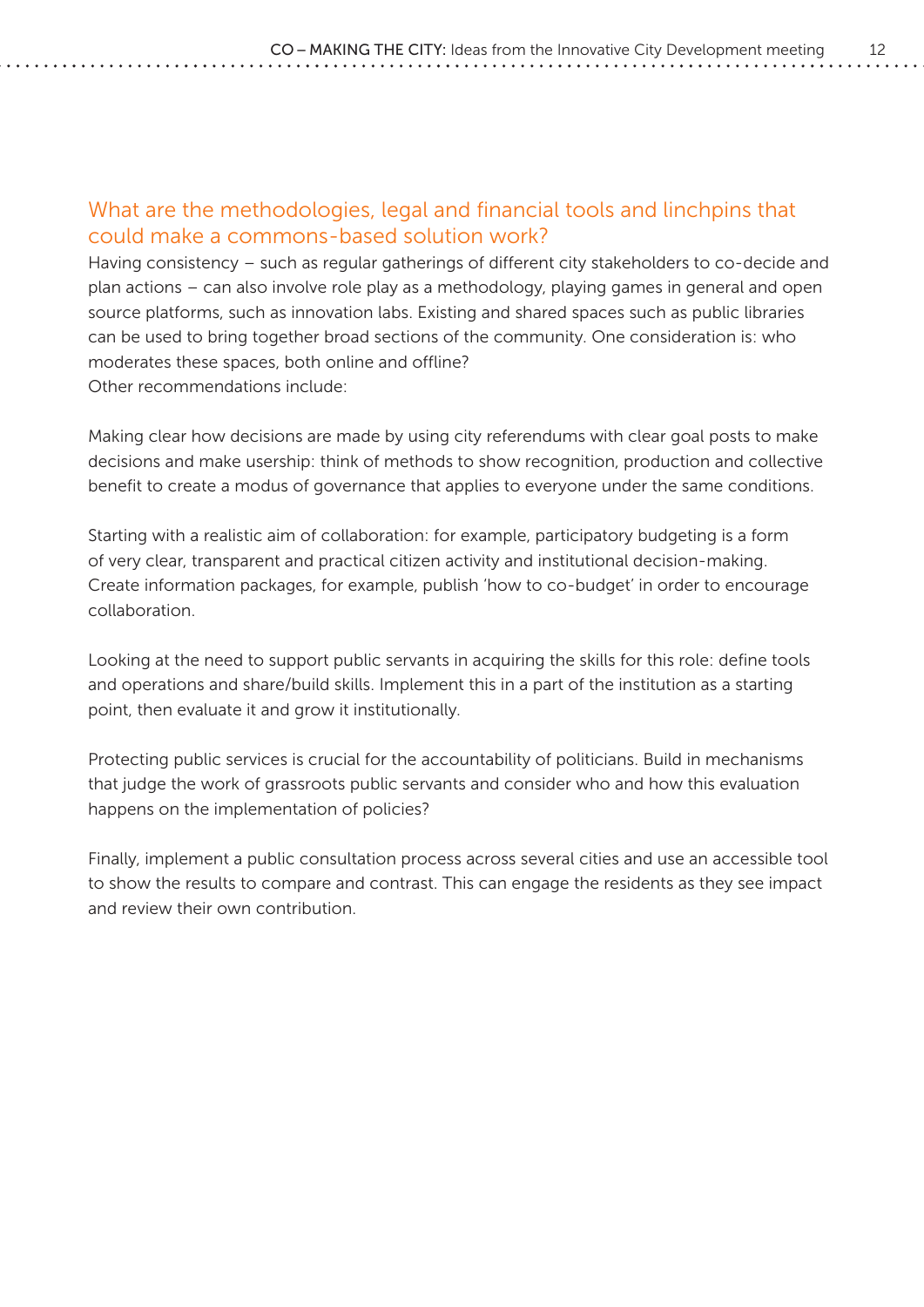## What are the methodologies, legal and financial tools and linchpins that could make a commons-based solution work?

Having consistency – such as regular gatherings of different city stakeholders to co-decide and plan actions – can also involve role play as a methodology, playing games in general and open source platforms, such as innovation labs. Existing and shared spaces such as public libraries can be used to bring together broad sections of the community. One consideration is: who moderates these spaces, both online and offline?
Other recommendations include:

Making clear how decisions are made by using city referendums with clear goal posts to make decisions and make usership: think of methods to show recognition, production and collective benefit to create a modus of governance that applies to everyone under the same conditions.

Starting with a realistic aim of collaboration: for example, participatory budgeting is a form of very clear, transparent and practical citizen activity and institutional decision-making. Create information packages, for example, publish 'how to co-budget' in order to encourage collaboration.

Looking at the need to support public servants in acquiring the skills for this role: define tools and operations and share/build skills. Implement this in a part of the institution as a starting point, then evaluate it and grow it institutionally.

Protecting public services is crucial for the accountability of politicians. Build in mechanisms that judge the work of grassroots public servants and consider who and how this evaluation happens on the implementation of policies?

Finally, implement a public consultation process across several cities and use an accessible tool to show the results to compare and contrast. This can engage the residents as they see impact and review their own contribution.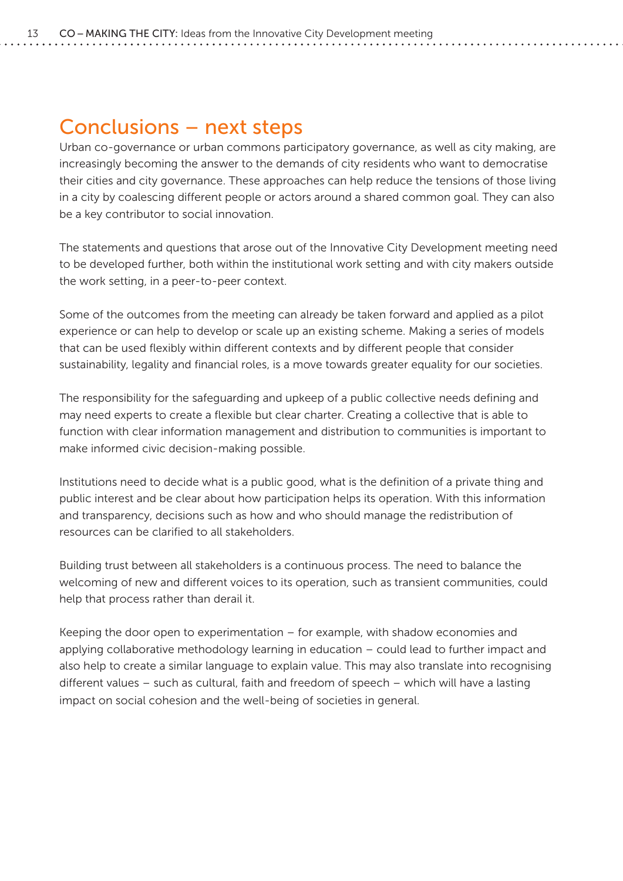## Conclusions – next steps

Urban co-governance or urban commons participatory governance, as well as city making, are increasingly becoming the answer to the demands of city residents who want to democratise their cities and city governance. These approaches can help reduce the tensions of those living in a city by coalescing different people or actors around a shared common goal. They can also be a key contributor to social innovation.

The statements and questions that arose out of the Innovative City Development meeting need to be developed further, both within the institutional work setting and with city makers outside the work setting, in a peer-to-peer context.

Some of the outcomes from the meeting can already be taken forward and applied as a pilot experience or can help to develop or scale up an existing scheme. Making a series of models that can be used flexibly within different contexts and by different people that consider sustainability, legality and financial roles, is a move towards greater equality for our societies.

The responsibility for the safeguarding and upkeep of a public collective needs defining and may need experts to create a flexible but clear charter. Creating a collective that is able to function with clear information management and distribution to communities is important to make informed civic decision-making possible.

Institutions need to decide what is a public good, what is the definition of a private thing and public interest and be clear about how participation helps its operation. With this information and transparency, decisions such as how and who should manage the redistribution of resources can be clarified to all stakeholders.

Building trust between all stakeholders is a continuous process. The need to balance the welcoming of new and different voices to its operation, such as transient communities, could help that process rather than derail it.

Keeping the door open to experimentation – for example, with shadow economies and applying collaborative methodology learning in education – could lead to further impact and also help to create a similar language to explain value. This may also translate into recognising different values – such as cultural, faith and freedom of speech – which will have a lasting impact on social cohesion and the well-being of societies in general.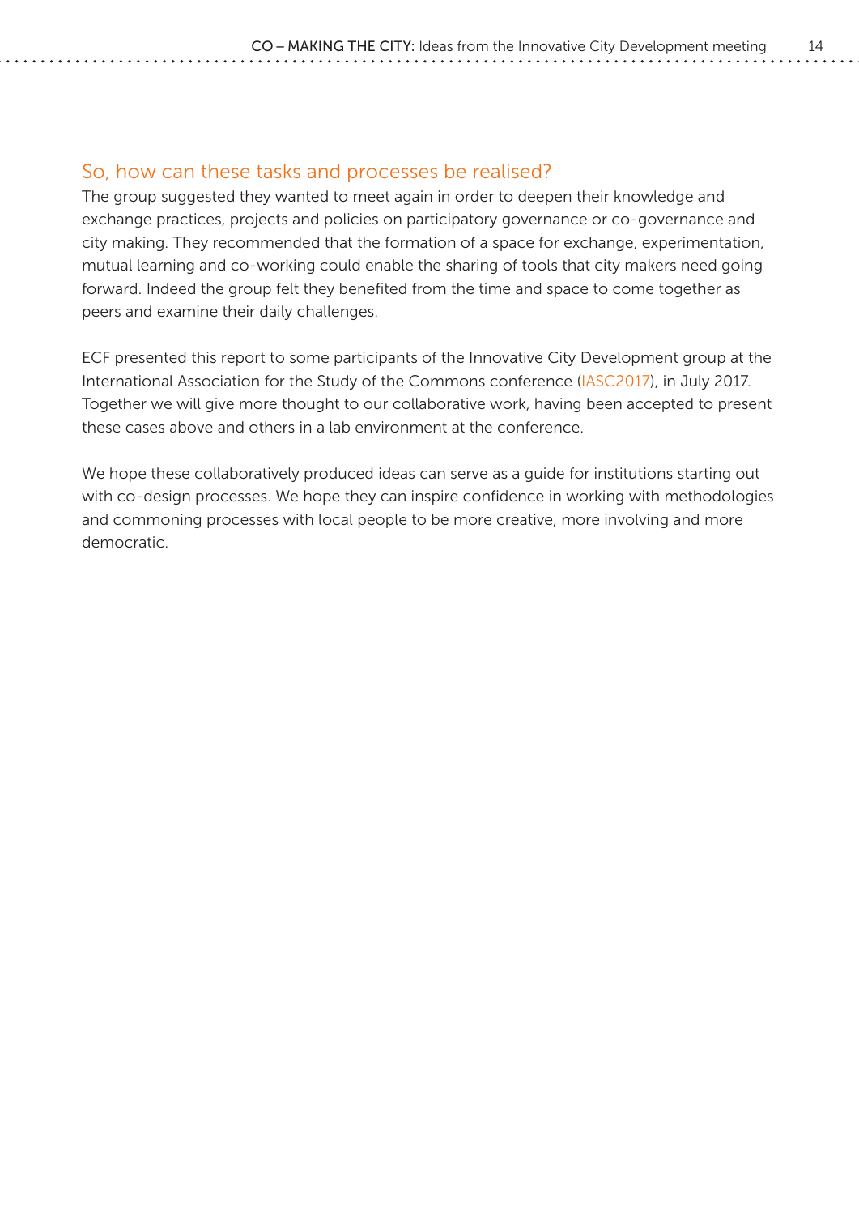## So, how can these tasks and processes be realised?

The group suggested they wanted to meet again in order to deepen their knowledge and exchange practices, projects and policies on participatory governance or co-governance and city making. They recommended that the formation of a space for exchange, experimentation, mutual learning and co-working could enable the sharing of tools that city makers need going forward. Indeed the group felt they benefited from the time and space to come together as peers and examine their daily challenges.

ECF presented this report to some participants of the Innovative City Development group at the International Association for the Study of the Commons conference (IASC2017), in July 2017. Together we will give more thought to our collaborative work, having been accepted to present these cases above and others in a lab environment at the conference.

We hope these collaboratively produced ideas can serve as a guide for institutions starting out with co-design processes. We hope they can inspire confidence in working with methodologies and commoning processes with local people to be more creative, more involving and more democratic.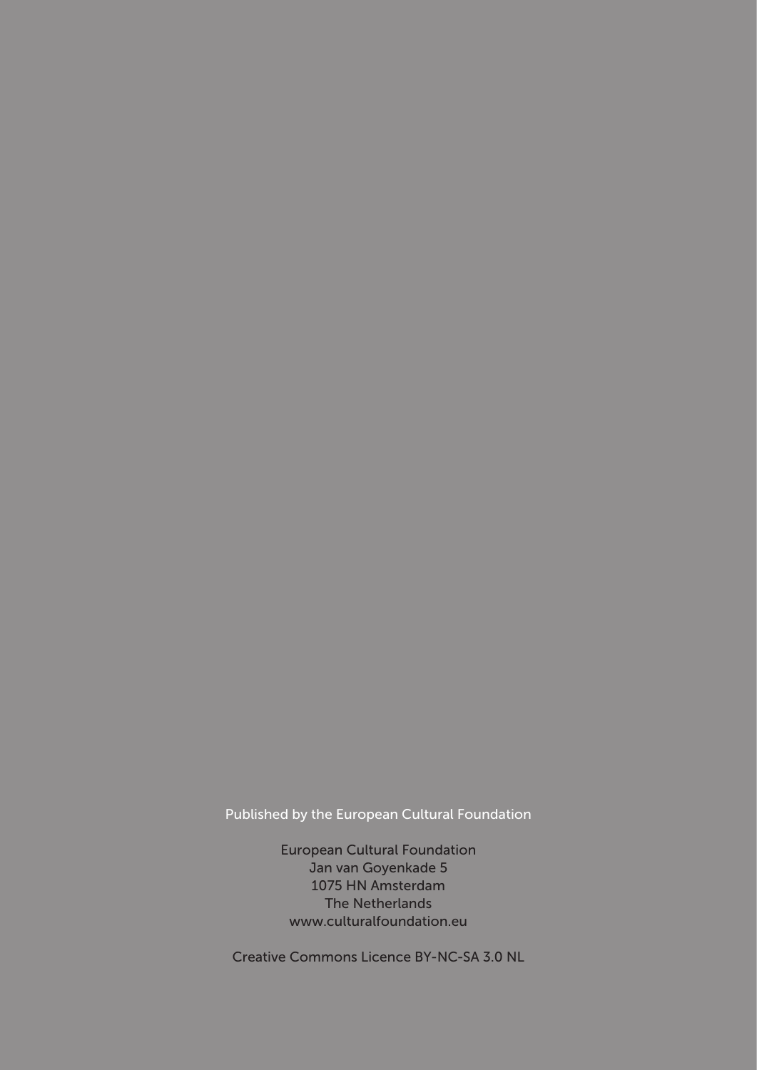Published by the European Cultural Foundation

European Cultural Foundation
Jan van Goyenkade 5
1075 HN Amsterdam
The Netherlands
www.culturalfoundation.eu

Creative Commons Licence BY-NC-SA 3.0 NL